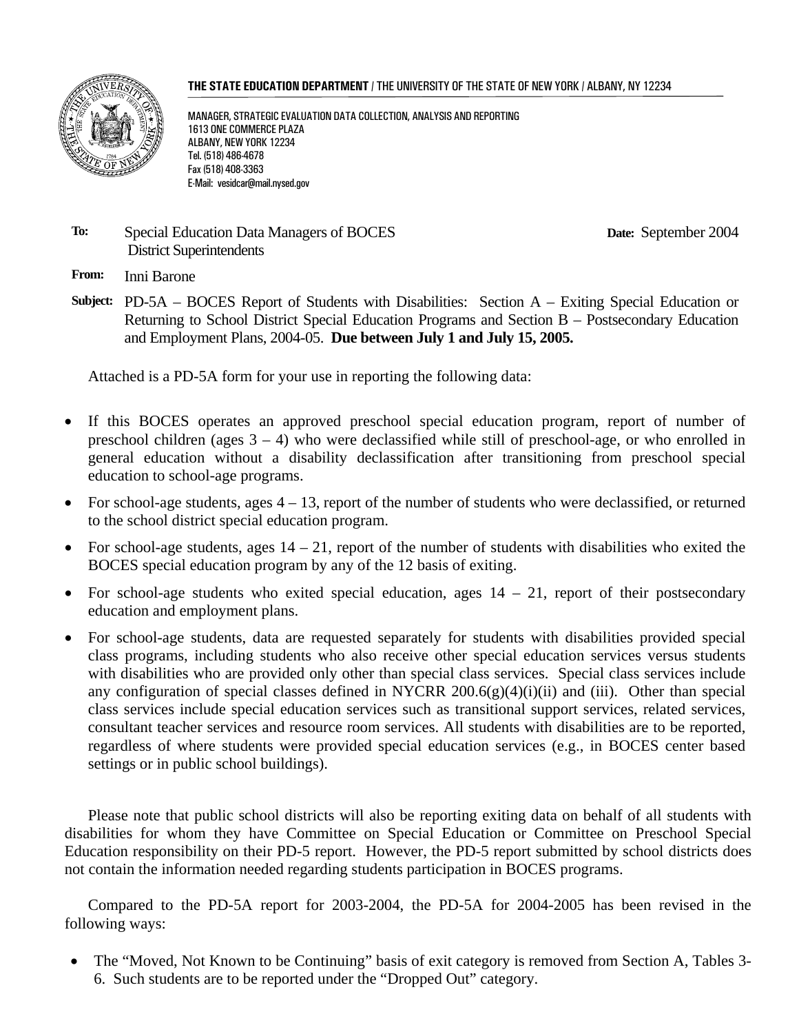**THE STATE EDUCATION DEPARTMENT** / THE UNIVERSITY OF THE STATE OF NEW YORK / ALBANY, NY 12234

MANAGER, STRATEGIC EVALUATION DATA COLLECTION, ANALYSIS AND REPORTING
1613 ONE COMMERCE PLAZA
ALBANY, NEW YORK 12234
Tel. (518) 486-4678
Fax (518) 408-3363
E-Mail: vesidcar@mail.nysed.gov

**To:** Special Education Data Managers of BOCES
District Superintendents

**Date:** September 2004

**From:** Inni Barone

**Subject:** PD-5A – BOCES Report of Students with Disabilities: Section A – Exiting Special Education or Returning to School District Special Education Programs and Section B – Postsecondary Education and Employment Plans, 2004-05. **Due between July 1 and July 15, 2005.**

Attached is a PD-5A form for your use in reporting the following data:

- If this BOCES operates an approved preschool special education program, report of number of preschool children (ages 3 – 4) who were declassified while still of preschool-age, or who enrolled in general education without a disability declassification after transitioning from preschool special education to school-age programs.
- For school-age students, ages 4 – 13, report of the number of students who were declassified, or returned to the school district special education program.
- For school-age students, ages 14 – 21, report of the number of students with disabilities who exited the BOCES special education program by any of the 12 basis of exiting.
- For school-age students who exited special education, ages 14 – 21, report of their postsecondary education and employment plans.
- For school-age students, data are requested separately for students with disabilities provided special class programs, including students who also receive other special education services versus students with disabilities who are provided only other than special class services. Special class services include any configuration of special classes defined in NYCRR 200.6(g)(4)(i)(ii) and (iii). Other than special class services include special education services such as transitional support services, related services, consultant teacher services and resource room services. All students with disabilities are to be reported, regardless of where students were provided special education services (e.g., in BOCES center based settings or in public school buildings).

Please note that public school districts will also be reporting exiting data on behalf of all students with disabilities for whom they have Committee on Special Education or Committee on Preschool Special Education responsibility on their PD-5 report. However, the PD-5 report submitted by school districts does not contain the information needed regarding students participation in BOCES programs.

Compared to the PD-5A report for 2003-2004, the PD-5A for 2004-2005 has been revised in the following ways:

- The "Moved, Not Known to be Continuing" basis of exit category is removed from Section A, Tables 3-6. Such students are to be reported under the "Dropped Out" category.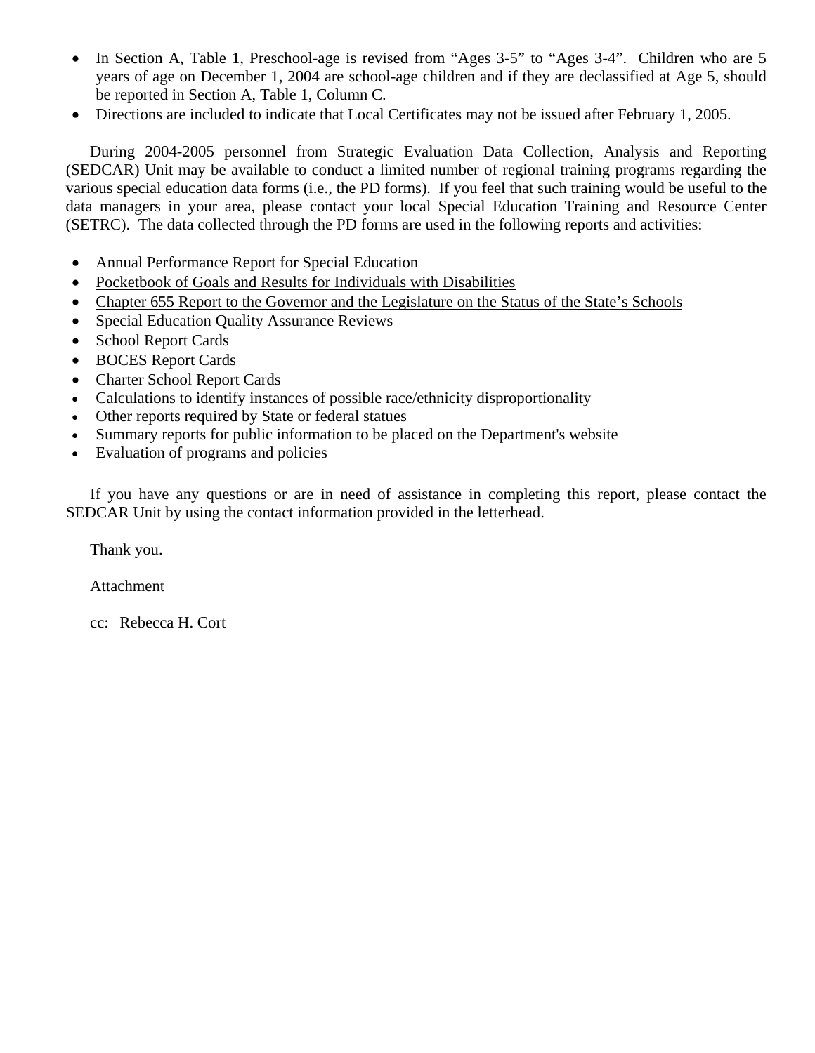- In Section A, Table 1, Preschool-age is revised from "Ages 3-5" to "Ages 3-4". Children who are 5 years of age on December 1, 2004 are school-age children and if they are declassified at Age 5, should be reported in Section A, Table 1, Column C.
- Directions are included to indicate that Local Certificates may not be issued after February 1, 2005.

During 2004-2005 personnel from Strategic Evaluation Data Collection, Analysis and Reporting (SEDCAR) Unit may be available to conduct a limited number of regional training programs regarding the various special education data forms (i.e., the PD forms). If you feel that such training would be useful to the data managers in your area, please contact your local Special Education Training and Resource Center (SETRC). The data collected through the PD forms are used in the following reports and activities:

- <u>Annual Performance Report for Special Education</u>
- <u>Pocketbook of Goals and Results for Individuals with Disabilities</u>
- <u>Chapter 655 Report to the Governor and the Legislature on the Status of the State's Schools</u>
- Special Education Quality Assurance Reviews
- School Report Cards
- BOCES Report Cards
- Charter School Report Cards
- Calculations to identify instances of possible race/ethnicity disproportionality
- Other reports required by State or federal statues
- Summary reports for public information to be placed on the Department's website
- Evaluation of programs and policies

If you have any questions or are in need of assistance in completing this report, please contact the SEDCAR Unit by using the contact information provided in the letterhead.

Thank you.

Attachment

cc: Rebecca H. Cort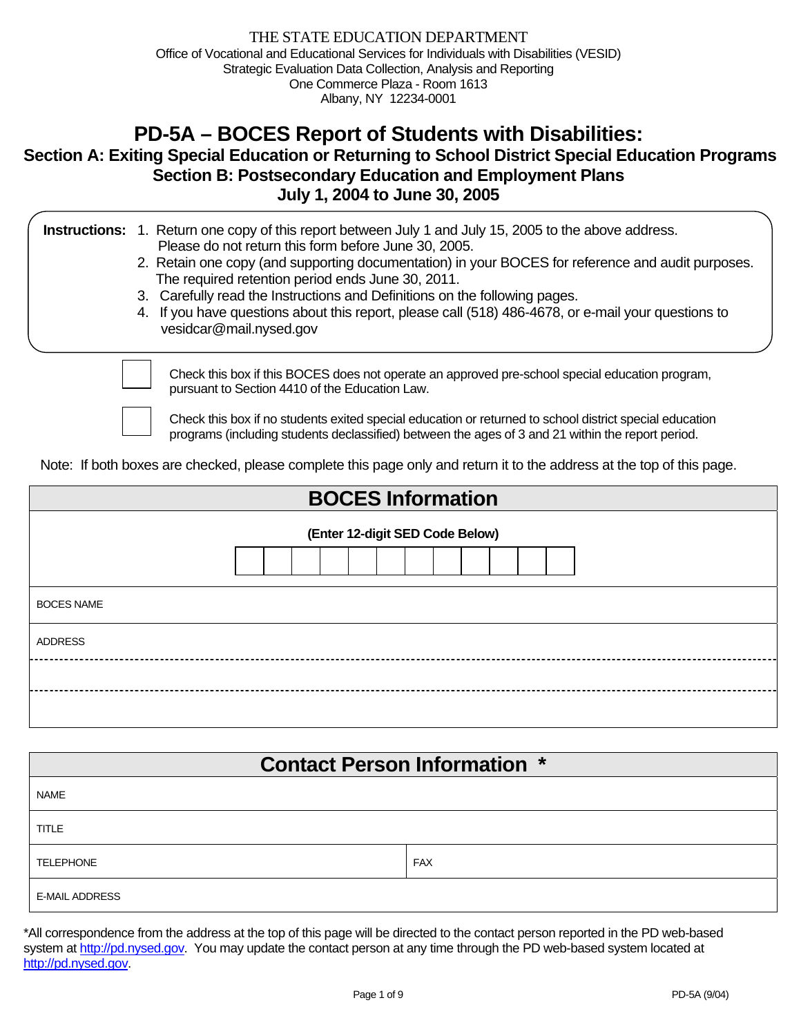THE STATE EDUCATION DEPARTMENT
Office of Vocational and Educational Services for Individuals with Disabilities (VESID)
Strategic Evaluation Data Collection, Analysis and Reporting
One Commerce Plaza - Room 1613
Albany, NY 12234-0001

# PD-5A – BOCES Report of Students with Disabilities:

## Section A: Exiting Special Education or Returning to School District Special Education Programs
## Section B: Postsecondary Education and Employment Plans
## July 1, 2004 to June 30, 2005

**Instructions:**

1. Return one copy of this report between July 1 and July 15, 2005 to the above address. Please do not return this form before June 30, 2005.
2. Retain one copy (and supporting documentation) in your BOCES for reference and audit purposes. The required retention period ends June 30, 2011.
3. Carefully read the Instructions and Definitions on the following pages.
4. If you have questions about this report, please call (518) 486-4678, or e-mail your questions to vesidcar@mail.nysed.gov

☐ Check this box if this BOCES does not operate an approved pre-school special education program, pursuant to Section 4410 of the Education Law.

☐ Check this box if no students exited special education or returned to school district special education programs (including students declassified) between the ages of 3 and 21 within the report period.

Note: If both boxes are checked, please complete this page only and return it to the address at the top of this page.

| BOCES Information |
|---|
| (Enter 12-digit SED Code Below) |
| BOCES NAME |
| ADDRESS |
| |
| |

| Contact Person Information * | |
|---|---|
| NAME | |
| TITLE | |
| TELEPHONE | FAX |
| E-MAIL ADDRESS | |

*All correspondence from the address at the top of this page will be directed to the contact person reported in the PD web-based system at http://pd.nysed.gov. You may update the contact person at any time through the PD web-based system located at http://pd.nysed.gov.

PD-5A (9/04)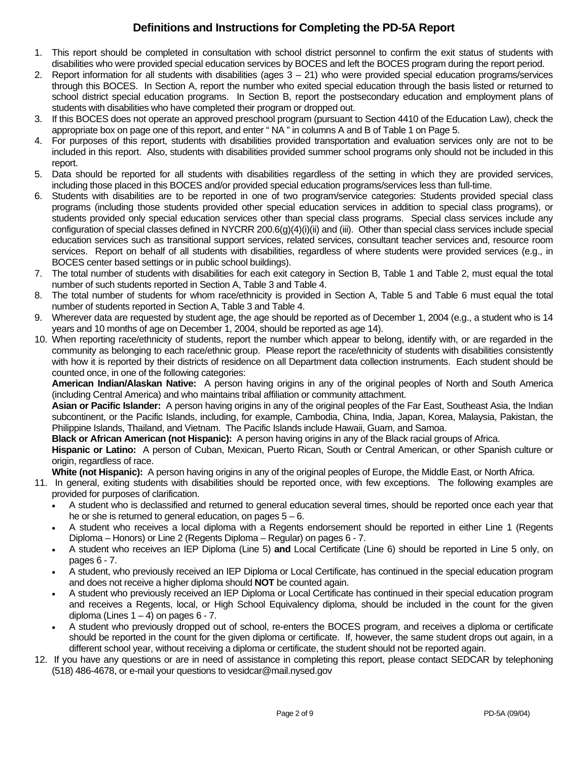# Definitions and Instructions for Completing the PD-5A Report

1. This report should be completed in consultation with school district personnel to confirm the exit status of students with disabilities who were provided special education services by BOCES and left the BOCES program during the report period.
2. Report information for all students with disabilities (ages 3 – 21) who were provided special education programs/services through this BOCES. In Section A, report the number who exited special education through the basis listed or returned to school district special education programs. In Section B, report the postsecondary education and employment plans of students with disabilities who have completed their program or dropped out.
3. If this BOCES does not operate an approved preschool program (pursuant to Section 4410 of the Education Law), check the appropriate box on page one of this report, and enter " NA " in columns A and B of Table 1 on Page 5.
4. For purposes of this report, students with disabilities provided transportation and evaluation services only are not to be included in this report. Also, students with disabilities provided summer school programs only should not be included in this report.
5. Data should be reported for all students with disabilities regardless of the setting in which they are provided services, including those placed in this BOCES and/or provided special education programs/services less than full-time.
6. Students with disabilities are to be reported in one of two program/service categories: Students provided special class programs (including those students provided other special education services in addition to special class programs), or students provided only special education services other than special class programs. Special class services include any configuration of special classes defined in NYCRR 200.6(g)(4)(i)(ii) and (iii). Other than special class services include special education services such as transitional support services, related services, consultant teacher services and, resource room services. Report on behalf of all students with disabilities, regardless of where students were provided services (e.g., in BOCES center based settings or in public school buildings).
7. The total number of students with disabilities for each exit category in Section B, Table 1 and Table 2, must equal the total number of such students reported in Section A, Table 3 and Table 4.
8. The total number of students for whom race/ethnicity is provided in Section A, Table 5 and Table 6 must equal the total number of students reported in Section A, Table 3 and Table 4.
9. Wherever data are requested by student age, the age should be reported as of December 1, 2004 (e.g., a student who is 14 years and 10 months of age on December 1, 2004, should be reported as age 14).
10. When reporting race/ethnicity of students, report the number which appear to belong, identify with, or are regarded in the community as belonging to each race/ethnic group. Please report the race/ethnicity of students with disabilities consistently with how it is reported by their districts of residence on all Department data collection instruments. Each student should be counted once, in one of the following categories:

    **American Indian/Alaskan Native:** A person having origins in any of the original peoples of North and South America (including Central America) and who maintains tribal affiliation or community attachment.

    **Asian or Pacific Islander:** A person having origins in any of the original peoples of the Far East, Southeast Asia, the Indian subcontinent, or the Pacific Islands, including, for example, Cambodia, China, India, Japan, Korea, Malaysia, Pakistan, the Philippine Islands, Thailand, and Vietnam. The Pacific Islands include Hawaii, Guam, and Samoa.

    **Black or African American (not Hispanic):** A person having origins in any of the Black racial groups of Africa.

    **Hispanic or Latino:** A person of Cuban, Mexican, Puerto Rican, South or Central American, or other Spanish culture or origin, regardless of race.

    **White (not Hispanic):** A person having origins in any of the original peoples of Europe, the Middle East, or North Africa.
11. In general, exiting students with disabilities should be reported once, with few exceptions. The following examples are provided for purposes of clarification.
    - A student who is declassified and returned to general education several times, should be reported once each year that he or she is returned to general education, on pages 5 – 6.
    - A student who receives a local diploma with a Regents endorsement should be reported in either Line 1 (Regents Diploma – Honors) or Line 2 (Regents Diploma – Regular) on pages 6 - 7.
    - A student who receives an IEP Diploma (Line 5) **and** Local Certificate (Line 6) should be reported in Line 5 only, on pages 6 - 7.
    - A student, who previously received an IEP Diploma or Local Certificate, has continued in the special education program and does not receive a higher diploma should **NOT** be counted again.
    - A student who previously received an IEP Diploma or Local Certificate has continued in their special education program and receives a Regents, local, or High School Equivalency diploma, should be included in the count for the given diploma (Lines 1 – 4) on pages 6 - 7.
    - A student who previously dropped out of school, re-enters the BOCES program, and receives a diploma or certificate should be reported in the count for the given diploma or certificate. If, however, the same student drops out again, in a different school year, without receiving a diploma or certificate, the student should not be reported again.
12. If you have any questions or are in need of assistance in completing this report, please contact SEDCAR by telephoning (518) 486-4678, or e-mail your questions to vesidcar@mail.nysed.gov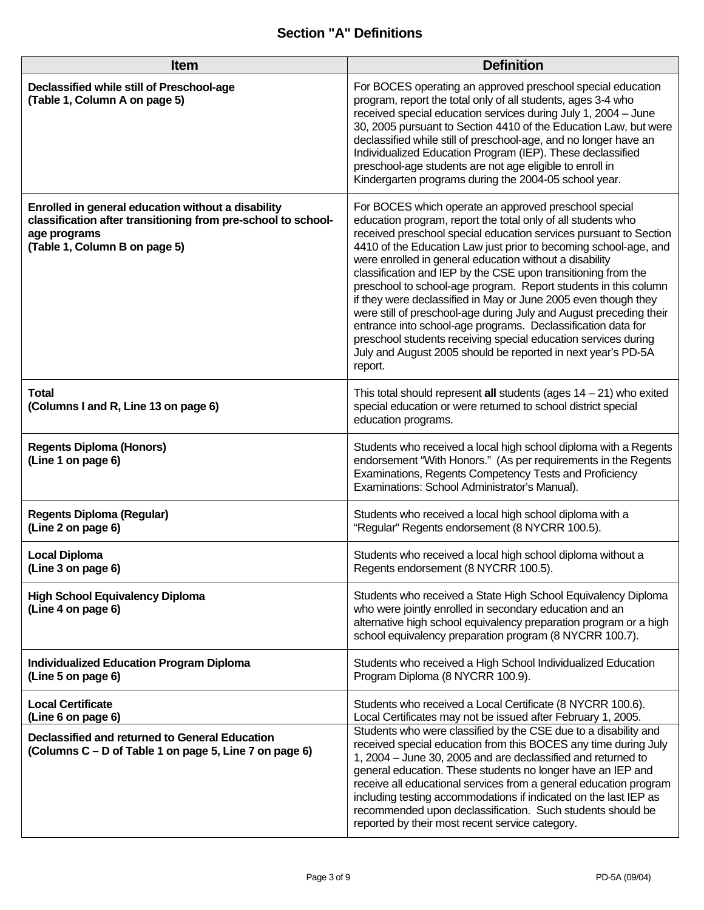## Section "A" Definitions

| Item | Definition |
|---|---|
| **Declassified while still of Preschool-age (Table 1, Column A on page 5)** | For BOCES operating an approved preschool special education program, report the total only of all students, ages 3-4 who received special education services during July 1, 2004 – June 30, 2005 pursuant to Section 4410 of the Education Law, but were declassified while still of preschool-age, and no longer have an Individualized Education Program (IEP). These declassified preschool-age students are not age eligible to enroll in Kindergarten programs during the 2004-05 school year. |
| **Enrolled in general education without a disability classification after transitioning from pre-school to school-age programs (Table 1, Column B on page 5)** | For BOCES which operate an approved preschool special education program, report the total only of all students who received preschool special education services pursuant to Section 4410 of the Education Law just prior to becoming school-age, and were enrolled in general education without a disability classification and IEP by the CSE upon transitioning from the preschool to school-age program. Report students in this column if they were declassified in May or June 2005 even though they were still of preschool-age during July and August preceding their entrance into school-age programs. Declassification data for preschool students receiving special education services during July and August 2005 should be reported in next year's PD-5A report. |
| **Total (Columns I and R, Line 13 on page 6)** | This total should represent **all** students (ages 14 – 21) who exited special education or were returned to school district special education programs. |
| **Regents Diploma (Honors) (Line 1 on page 6)** | Students who received a local high school diploma with a Regents endorsement "With Honors." (As per requirements in the Regents Examinations, Regents Competency Tests and Proficiency Examinations: School Administrator's Manual). |
| **Regents Diploma (Regular) (Line 2 on page 6)** | Students who received a local high school diploma with a "Regular" Regents endorsement (8 NYCRR 100.5). |
| **Local Diploma (Line 3 on page 6)** | Students who received a local high school diploma without a Regents endorsement (8 NYCRR 100.5). |
| **High School Equivalency Diploma (Line 4 on page 6)** | Students who received a State High School Equivalency Diploma who were jointly enrolled in secondary education and an alternative high school equivalency preparation program or a high school equivalency preparation program (8 NYCRR 100.7). |
| **Individualized Education Program Diploma (Line 5 on page 6)** | Students who received a High School Individualized Education Program Diploma (8 NYCRR 100.9). |
| **Local Certificate (Line 6 on page 6)** | Students who received a Local Certificate (8 NYCRR 100.6). Local Certificates may not be issued after February 1, 2005. |
| **Declassified and returned to General Education (Columns C – D of Table 1 on page 5, Line 7 on page 6)** | Students who were classified by the CSE due to a disability and received special education from this BOCES any time during July 1, 2004 – June 30, 2005 and are declassified and returned to general education. These students no longer have an IEP and receive all educational services from a general education program including testing accommodations if indicated on the last IEP as recommended upon declassification. Such students should be reported by their most recent service category. |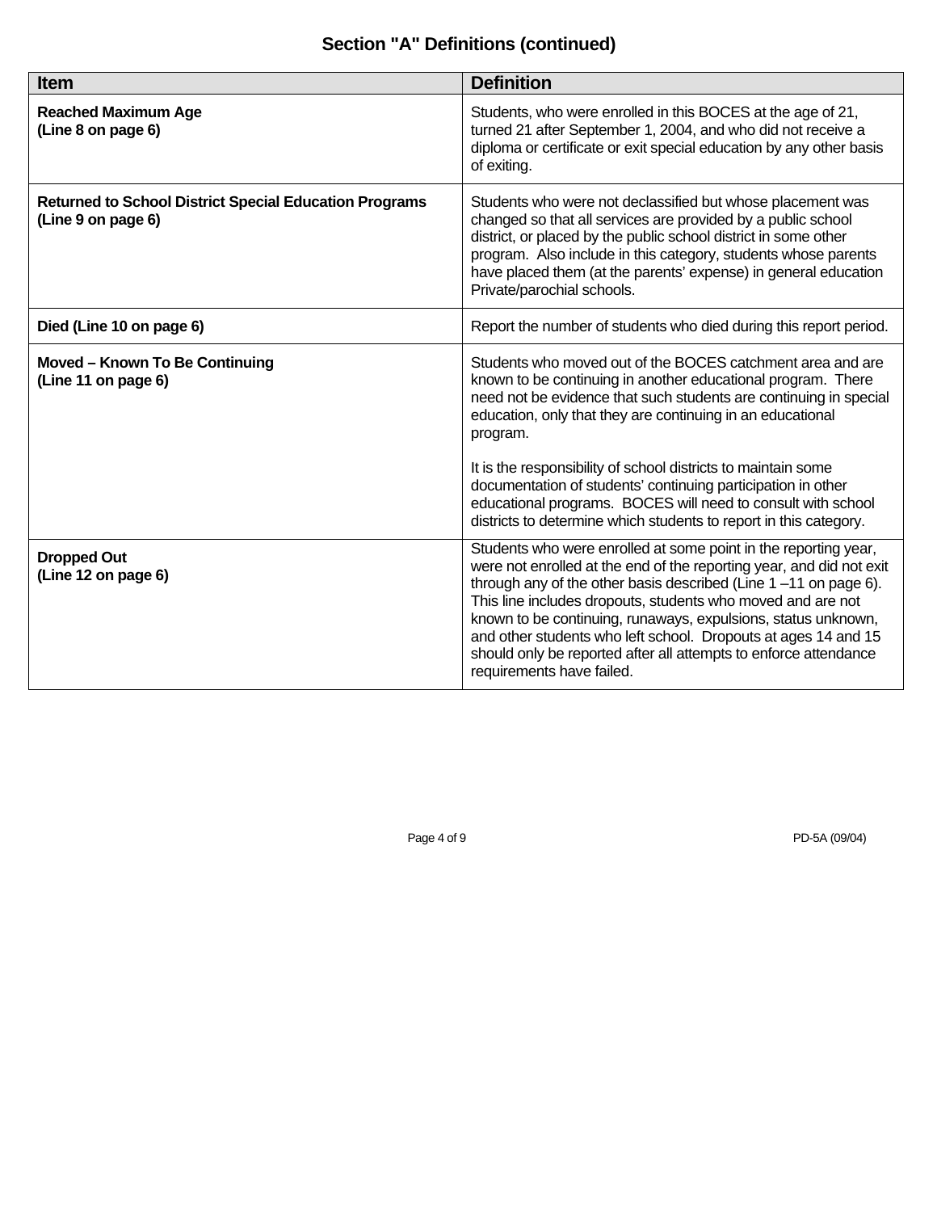## Section "A" Definitions (continued)

| Item | Definition |
|---|---|
| **Reached Maximum Age (Line 8 on page 6)** | Students, who were enrolled in this BOCES at the age of 21, turned 21 after September 1, 2004, and who did not receive a diploma or certificate or exit special education by any other basis of exiting. |
| **Returned to School District Special Education Programs (Line 9 on page 6)** | Students who were not declassified but whose placement was changed so that all services are provided by a public school district, or placed by the public school district in some other program. Also include in this category, students whose parents have placed them (at the parents' expense) in general education Private/parochial schools. |
| **Died (Line 10 on page 6)** | Report the number of students who died during this report period. |
| **Moved – Known To Be Continuing (Line 11 on page 6)** | Students who moved out of the BOCES catchment area and are known to be continuing in another educational program. There need not be evidence that such students are continuing in special education, only that they are continuing in an educational program.<br><br>It is the responsibility of school districts to maintain some documentation of students' continuing participation in other educational programs. BOCES will need to consult with school districts to determine which students to report in this category. |
| **Dropped Out (Line 12 on page 6)** | Students who were enrolled at some point in the reporting year, were not enrolled at the end of the reporting year, and did not exit through any of the other basis described (Line 1 –11 on page 6). This line includes dropouts, students who moved and are not known to be continuing, runaways, expulsions, status unknown, and other students who left school. Dropouts at ages 14 and 15 should only be reported after all attempts to enforce attendance requirements have failed. |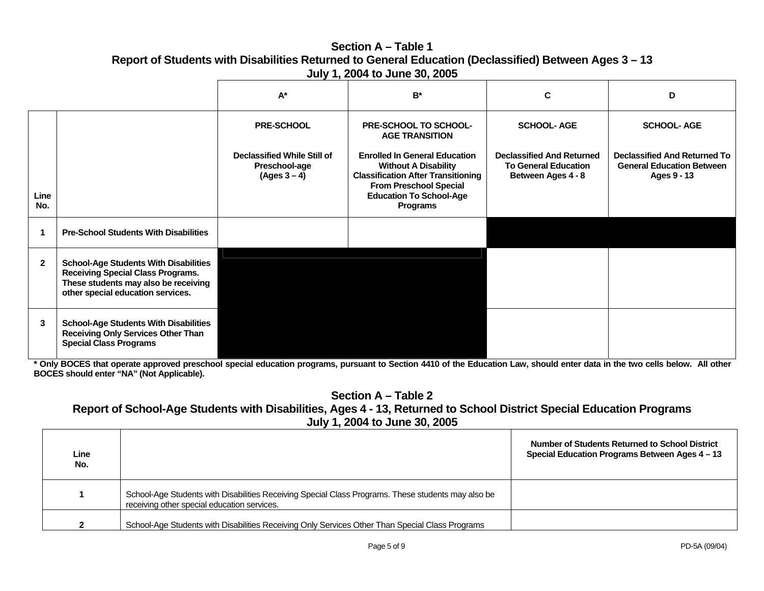## Section A – Table 1
## Report of Students with Disabilities Returned to General Education (Declassified) Between Ages 3 – 13
## July 1, 2004 to June 30, 2005

| Line No. | | A* | B* | C | D |
|---|---|---|---|---|---|
| | | **PRE-SCHOOL**<br><br>**Declassified While Still of Preschool-age (Ages 3 – 4)** | **PRE-SCHOOL TO SCHOOL-AGE TRANSITION**<br><br>**Enrolled In General Education Without A Disability Classification After Transitioning From Preschool Special Education To School-Age Programs** | **SCHOOL- AGE**<br><br>**Declassified And Returned To General Education Between Ages 4 - 8** | **SCHOOL- AGE**<br><br>**Declassified And Returned To General Education Between Ages 9 - 13** |
| **1** | **Pre-School Students With Disabilities** | | | | |
| **2** | **School-Age Students With Disabilities Receiving Special Class Programs. These students may also be receiving other special education services.** | | | | |
| **3** | **School-Age Students With Disabilities Receiving Only Services Other Than Special Class Programs** | | | | |

**\* Only BOCES that operate approved preschool special education programs, pursuant to Section 4410 of the Education Law, should enter data in the two cells below. All other BOCES should enter "NA" (Not Applicable).**

## Section A – Table 2
## Report of School-Age Students with Disabilities, Ages 4 - 13, Returned to School District Special Education Programs
## July 1, 2004 to June 30, 2005

| Line No. | | Number of Students Returned to School District Special Education Programs Between Ages 4 – 13 |
|---|---|---|
| **1** | School-Age Students with Disabilities Receiving Special Class Programs. These students may also be receiving other special education services. | |
| **2** | School-Age Students with Disabilities Receiving Only Services Other Than Special Class Programs | |

PD-5A (09/04)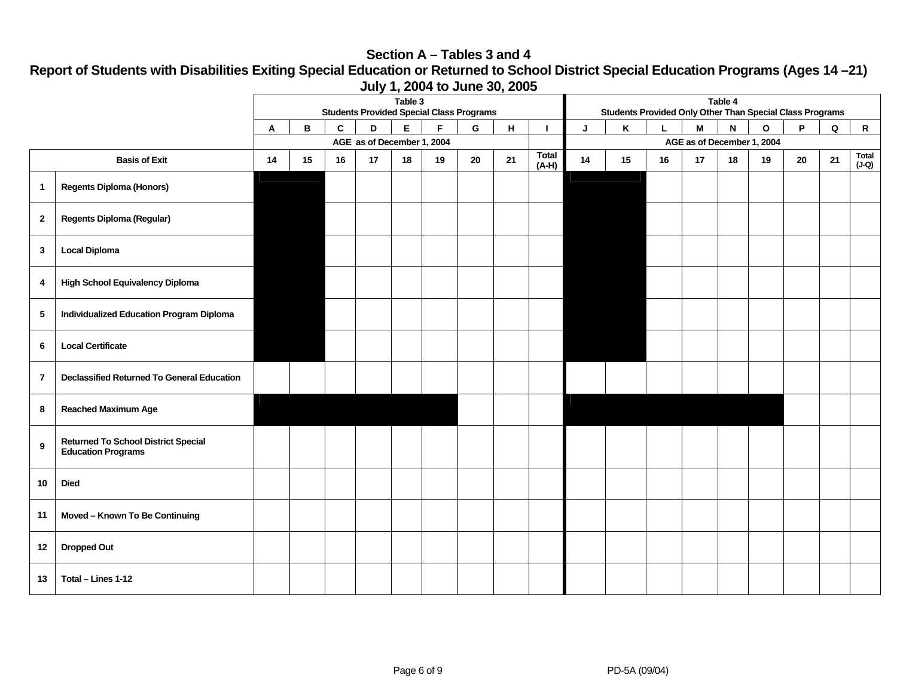# Section A – Tables 3 and 4
## Report of Students with Disabilities Exiting Special Education or Returned to School District Special Education Programs (Ages 14 –21)
### July 1, 2004 to June 30, 2005

| | | Table 3 Students Provided Special Class Programs | | | | | | | | | Table 4 Students Provided Only Other Than Special Class Programs | | | | | | | | |
|---|---|---|---|---|---|---|---|---|---|---|---|---|---|---|---|---|---|---|---|
| | | A | B | C | D | E | F | G | H | I | J | K | L | M | N | O | P | Q | R |
| | | AGE as of December 1, 2004 | | | | | | | | | AGE as of December 1, 2004 | | | | | | | | |
| | Basis of Exit | 14 | 15 | 16 | 17 | 18 | 19 | 20 | 21 | Total (A-H) | 14 | 15 | 16 | 17 | 18 | 19 | 20 | 21 | Total (J-Q) |
| 1 | Regents Diploma (Honors) | | | | | | | | | | | | | | | | | | |
| 2 | Regents Diploma (Regular) | | | | | | | | | | | | | | | | | | |
| 3 | Local Diploma | | | | | | | | | | | | | | | | | | |
| 4 | High School Equivalency Diploma | | | | | | | | | | | | | | | | | | |
| 5 | Individualized Education Program Diploma | | | | | | | | | | | | | | | | | | |
| 6 | Local Certificate | | | | | | | | | | | | | | | | | | |
| 7 | Declassified Returned To General Education | | | | | | | | | | | | | | | | | | |
| 8 | Reached Maximum Age | | | | | | | | | | | | | | | | | | |
| 9 | Returned To School District Special Education Programs | | | | | | | | | | | | | | | | | | |
| 10 | Died | | | | | | | | | | | | | | | | | | |
| 11 | Moved – Known To Be Continuing | | | | | | | | | | | | | | | | | | |
| 12 | Dropped Out | | | | | | | | | | | | | | | | | | |
| 13 | Total – Lines 1-12 | | | | | | | | | | | | | | | | | | |

PD-5A (09/04)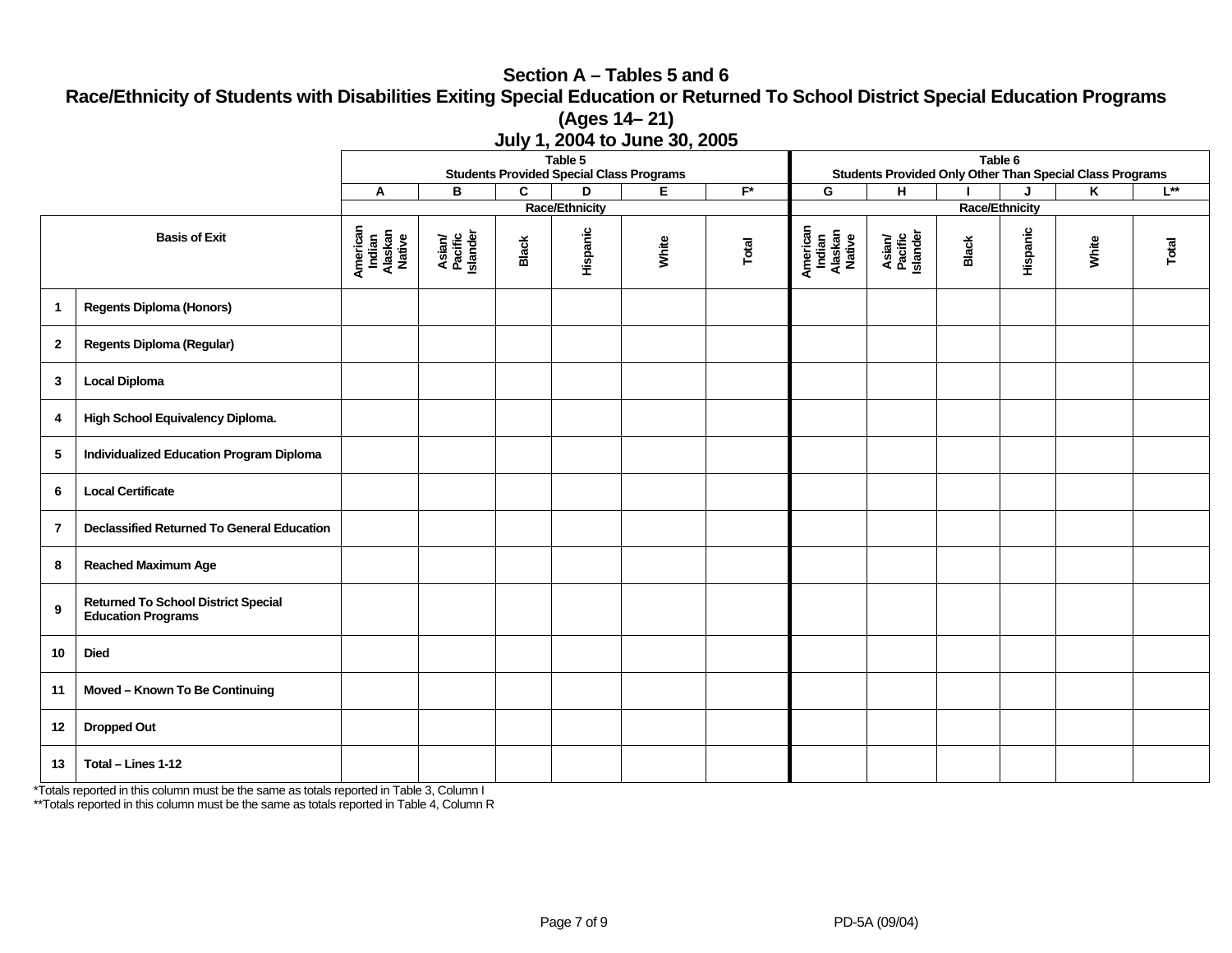# Section A – Tables 5 and 6

## Race/Ethnicity of Students with Disabilities Exiting Special Education or Returned To School District Special Education Programs (Ages 14– 21)

## July 1, 2004 to June 30, 2005

| | | Table 5 Students Provided Special Class Programs | | | | | | Table 6 Students Provided Only Other Than Special Class Programs | | | | | |
|---|---|---|---|---|---|---|---|---|---|---|---|---|---|
| | | A | B | C | D | E | F* | G | H | I | J | K | L** |
| | | Race/Ethnicity | | | | | | Race/Ethnicity | | | | | |
| | **Basis of Exit** | American Indian Alaskan Native | Asian/ Pacific Islander | Black | Hispanic | White | Total | American Indian Alaskan Native | Asian/ Pacific Islander | Black | Hispanic | White | Total |
| 1 | Regents Diploma (Honors) | | | | | | | | | | | | |
| 2 | Regents Diploma (Regular) | | | | | | | | | | | | |
| 3 | Local Diploma | | | | | | | | | | | | |
| 4 | High School Equivalency Diploma. | | | | | | | | | | | | |
| 5 | Individualized Education Program Diploma | | | | | | | | | | | | |
| 6 | Local Certificate | | | | | | | | | | | | |
| 7 | Declassified Returned To General Education | | | | | | | | | | | | |
| 8 | Reached Maximum Age | | | | | | | | | | | | |
| 9 | Returned To School District Special Education Programs | | | | | | | | | | | | |
| 10 | Died | | | | | | | | | | | | |
| 11 | Moved – Known To Be Continuing | | | | | | | | | | | | |
| 12 | Dropped Out | | | | | | | | | | | | |
| 13 | Total – Lines 1-12 | | | | | | | | | | | | |

*Totals reported in this column must be the same as totals reported in Table 3, Column I

**Totals reported in this column must be the same as totals reported in Table 4, Column R

PD-5A (09/04)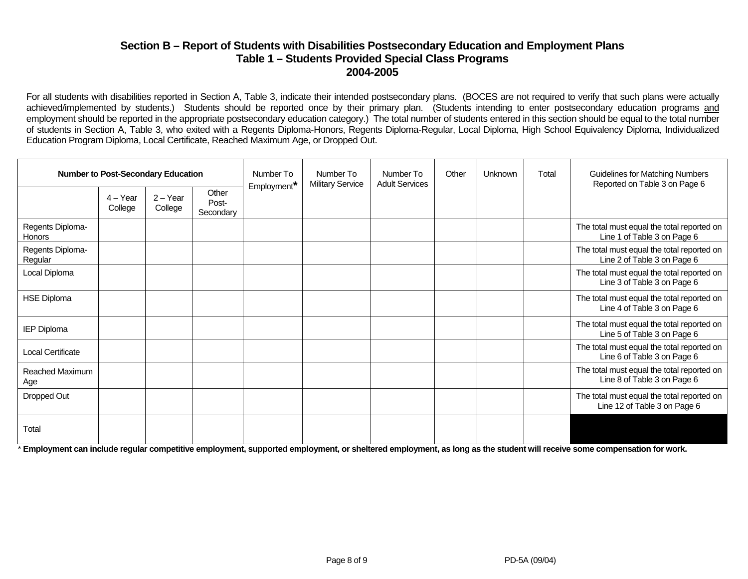## Section B – Report of Students with Disabilities Postsecondary Education and Employment Plans
## Table 1 – Students Provided Special Class Programs
## 2004-2005

For all students with disabilities reported in Section A, Table 3, indicate their intended postsecondary plans. (BOCES are not required to verify that such plans were actually achieved/implemented by students.) Students should be reported once by their primary plan. (Students intending to enter postsecondary education programs and employment should be reported in the appropriate postsecondary education category.) The total number of students entered in this section should be equal to the total number of students in Section A, Table 3, who exited with a Regents Diploma-Honors, Regents Diploma-Regular, Local Diploma, High School Equivalency Diploma, Individualized Education Program Diploma, Local Certificate, Reached Maximum Age, or Dropped Out.

| **Number to Post-Secondary Education** | | | | Number To Employment* | Number To Military Service | Number To Adult Services | Other | Unknown | Total | Guidelines for Matching Numbers Reported on Table 3 on Page 6 |
|---|---|---|---|---|---|---|---|---|---|---|
| | 4 – Year College | 2 – Year College | Other Post-Secondary | | | | | | | |
| Regents Diploma-Honors | | | | | | | | | | The total must equal the total reported on Line 1 of Table 3 on Page 6 |
| Regents Diploma-Regular | | | | | | | | | | The total must equal the total reported on Line 2 of Table 3 on Page 6 |
| Local Diploma | | | | | | | | | | The total must equal the total reported on Line 3 of Table 3 on Page 6 |
| HSE Diploma | | | | | | | | | | The total must equal the total reported on Line 4 of Table 3 on Page 6 |
| IEP Diploma | | | | | | | | | | The total must equal the total reported on Line 5 of Table 3 on Page 6 |
| Local Certificate | | | | | | | | | | The total must equal the total reported on Line 6 of Table 3 on Page 6 |
| Reached Maximum Age | | | | | | | | | | The total must equal the total reported on Line 8 of Table 3 on Page 6 |
| Dropped Out | | | | | | | | | | The total must equal the total reported on Line 12 of Table 3 on Page 6 |
| Total | | | | | | | | | | |

* **Employment can include regular competitive employment, supported employment, or sheltered employment, as long as the student will receive some compensation for work.**

PD-5A (09/04)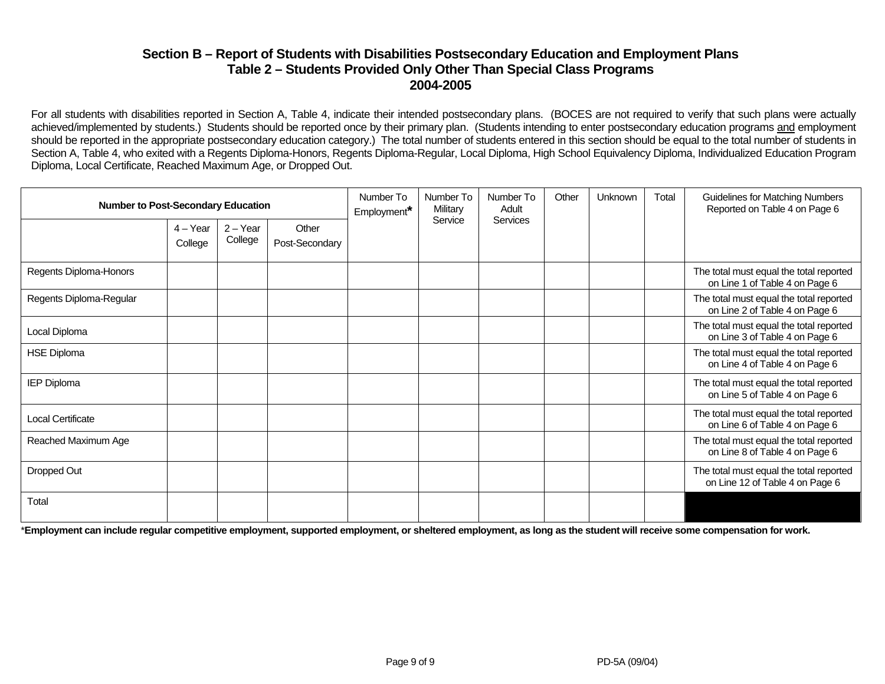## Section B – Report of Students with Disabilities Postsecondary Education and Employment Plans
### Table 2 – Students Provided Only Other Than Special Class Programs
### 2004-2005

For all students with disabilities reported in Section A, Table 4, indicate their intended postsecondary plans. (BOCES are not required to verify that such plans were actually achieved/implemented by students.) Students should be reported once by their primary plan. (Students intending to enter postsecondary education programs and employment should be reported in the appropriate postsecondary education category.) The total number of students entered in this section should be equal to the total number of students in Section A, Table 4, who exited with a Regents Diploma-Honors, Regents Diploma-Regular, Local Diploma, High School Equivalency Diploma, Individualized Education Program Diploma, Local Certificate, Reached Maximum Age, or Dropped Out.

| Number to Post-Secondary Education | | | | Number To Employment* | Number To Military Service | Number To Adult Services | Other | Unknown | Total | Guidelines for Matching Numbers Reported on Table 4 on Page 6 |
|---|---|---|---|---|---|---|---|---|---|---|
| | 4 – Year College | 2 – Year College | Other Post-Secondary | | | | | | | |
| Regents Diploma-Honors | | | | | | | | | | The total must equal the total reported on Line 1 of Table 4 on Page 6 |
| Regents Diploma-Regular | | | | | | | | | | The total must equal the total reported on Line 2 of Table 4 on Page 6 |
| Local Diploma | | | | | | | | | | The total must equal the total reported on Line 3 of Table 4 on Page 6 |
| HSE Diploma | | | | | | | | | | The total must equal the total reported on Line 4 of Table 4 on Page 6 |
| IEP Diploma | | | | | | | | | | The total must equal the total reported on Line 5 of Table 4 on Page 6 |
| Local Certificate | | | | | | | | | | The total must equal the total reported on Line 6 of Table 4 on Page 6 |
| Reached Maximum Age | | | | | | | | | | The total must equal the total reported on Line 8 of Table 4 on Page 6 |
| Dropped Out | | | | | | | | | | The total must equal the total reported on Line 12 of Table 4 on Page 6 |
| Total | | | | | | | | | | |

***Employment can include regular competitive employment, supported employment, or sheltered employment, as long as the student will receive some compensation for work.**

PD-5A (09/04)